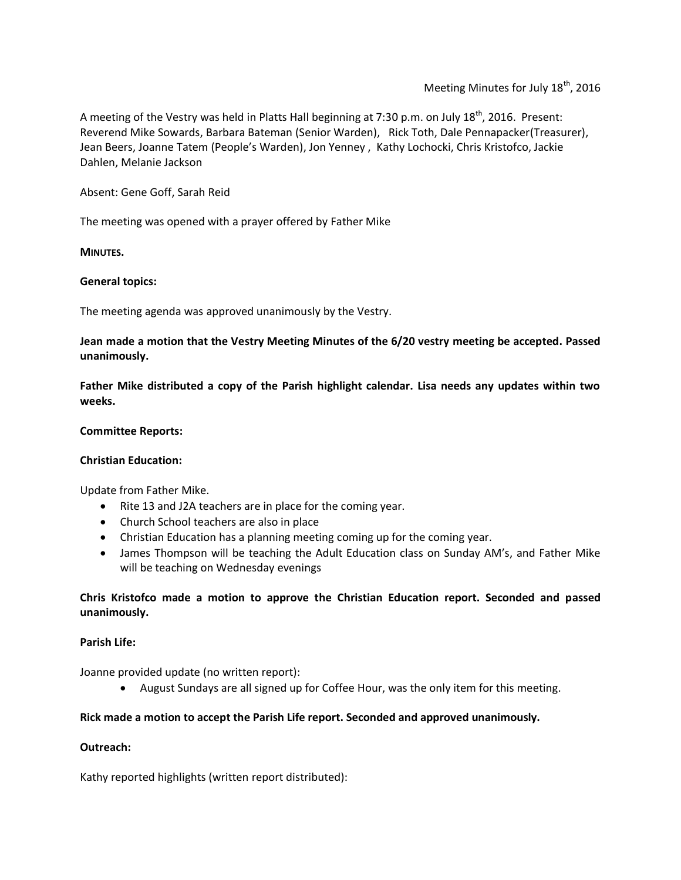Meeting Minutes for July 18th, 2016

A meeting of the Vestry was held in Platts Hall beginning at 7:30 p.m. on July 18th, 2016. Present: Reverend Mike Sowards, Barbara Bateman (Senior Warden), Rick Toth, Dale Pennapacker(Treasurer), Jean Beers, Joanne Tatem (People's Warden), Jon Yenney , Kathy Lochocki, Chris Kristofco, Jackie Dahlen, Melanie Jackson

Absent: Gene Goff, Sarah Reid

The meeting was opened with a prayer offered by Father Mike

**MINUTES.**

**General topics:**

The meeting agenda was approved unanimously by the Vestry.

**Jean made a motion that the Vestry Meeting Minutes of the 6/20 vestry meeting be accepted. Passed unanimously.**

**Father Mike distributed a copy of the Parish highlight calendar. Lisa needs any updates within two weeks.**

**Committee Reports:**

**Christian Education:**

Update from Father Mike.

- Rite 13 and J2A teachers are in place for the coming year.
- Church School teachers are also in place
- Christian Education has a planning meeting coming up for the coming year.
- James Thompson will be teaching the Adult Education class on Sunday AM's, and Father Mike will be teaching on Wednesday evenings

**Chris Kristofco made a motion to approve the Christian Education report. Seconded and passed unanimously.**

**Parish Life:**

Joanne provided update (no written report):

- August Sundays are all signed up for Coffee Hour, was the only item for this meeting.

**Rick made a motion to accept the Parish Life report. Seconded and approved unanimously.**

**Outreach:**

Kathy reported highlights (written report distributed):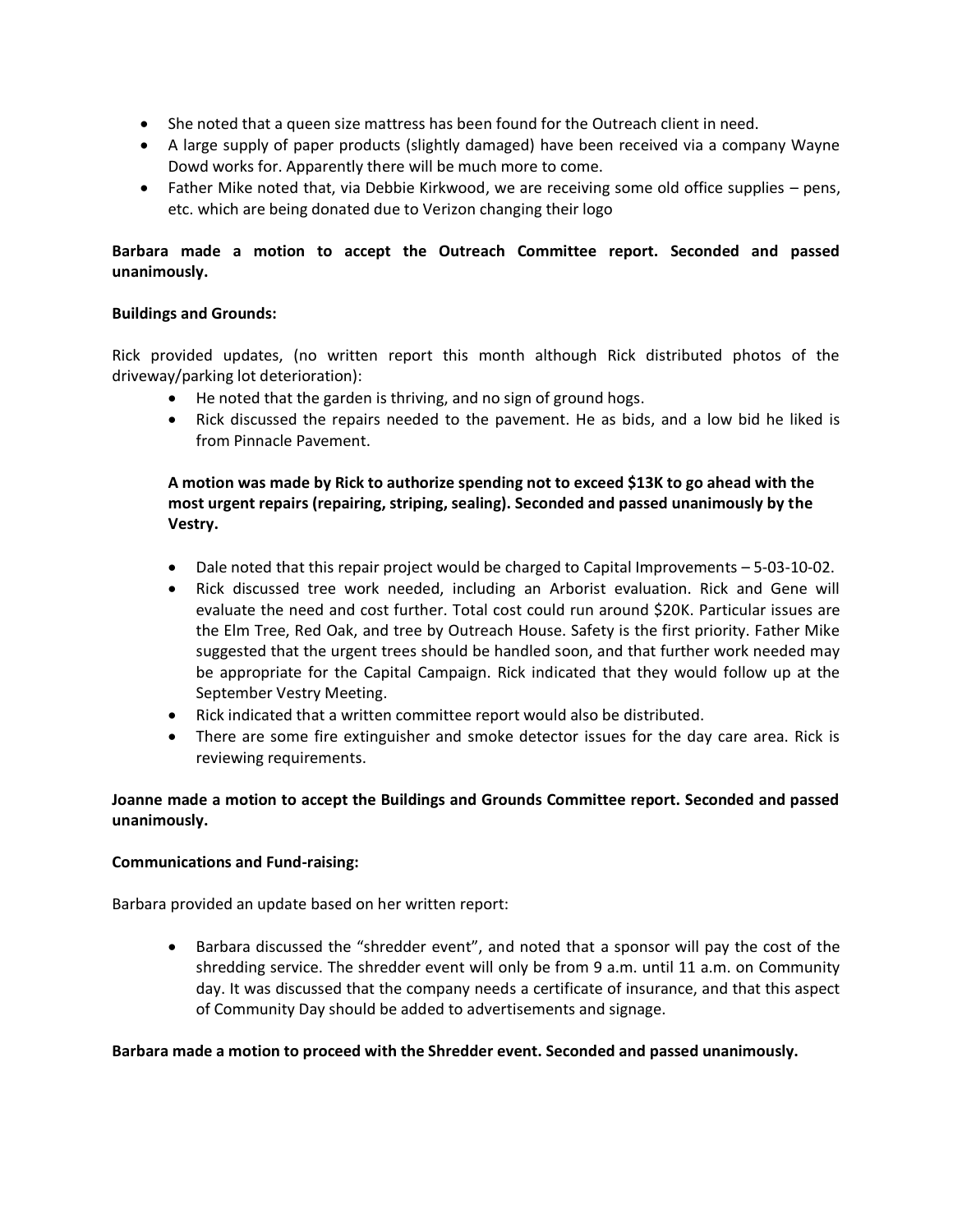- She noted that a queen size mattress has been found for the Outreach client in need.
- A large supply of paper products (slightly damaged) have been received via a company Wayne Dowd works for. Apparently there will be much more to come.
- Father Mike noted that, via Debbie Kirkwood, we are receiving some old office supplies – pens, etc. which are being donated due to Verizon changing their logo

**Barbara made a motion to accept the Outreach Committee report. Seconded and passed unanimously.**

**Buildings and Grounds:**

Rick provided updates, (no written report this month although Rick distributed photos of the driveway/parking lot deterioration):

- He noted that the garden is thriving, and no sign of ground hogs.
- Rick discussed the repairs needed to the pavement. He as bids, and a low bid he liked is from Pinnacle Pavement.

**A motion was made by Rick to authorize spending not to exceed $13K to go ahead with the most urgent repairs (repairing, striping, sealing). Seconded and passed unanimously by the Vestry.**

- Dale noted that this repair project would be charged to Capital Improvements – 5-03-10-02.
- Rick discussed tree work needed, including an Arborist evaluation. Rick and Gene will evaluate the need and cost further. Total cost could run around $20K. Particular issues are the Elm Tree, Red Oak, and tree by Outreach House. Safety is the first priority. Father Mike suggested that the urgent trees should be handled soon, and that further work needed may be appropriate for the Capital Campaign. Rick indicated that they would follow up at the September Vestry Meeting.
- Rick indicated that a written committee report would also be distributed.
- There are some fire extinguisher and smoke detector issues for the day care area. Rick is reviewing requirements.

**Joanne made a motion to accept the Buildings and Grounds Committee report. Seconded and passed unanimously.**

**Communications and Fund-raising:**

Barbara provided an update based on her written report:

- Barbara discussed the "shredder event", and noted that a sponsor will pay the cost of the shredding service. The shredder event will only be from 9 a.m. until 11 a.m. on Community day. It was discussed that the company needs a certificate of insurance, and that this aspect of Community Day should be added to advertisements and signage.

**Barbara made a motion to proceed with the Shredder event. Seconded and passed unanimously.**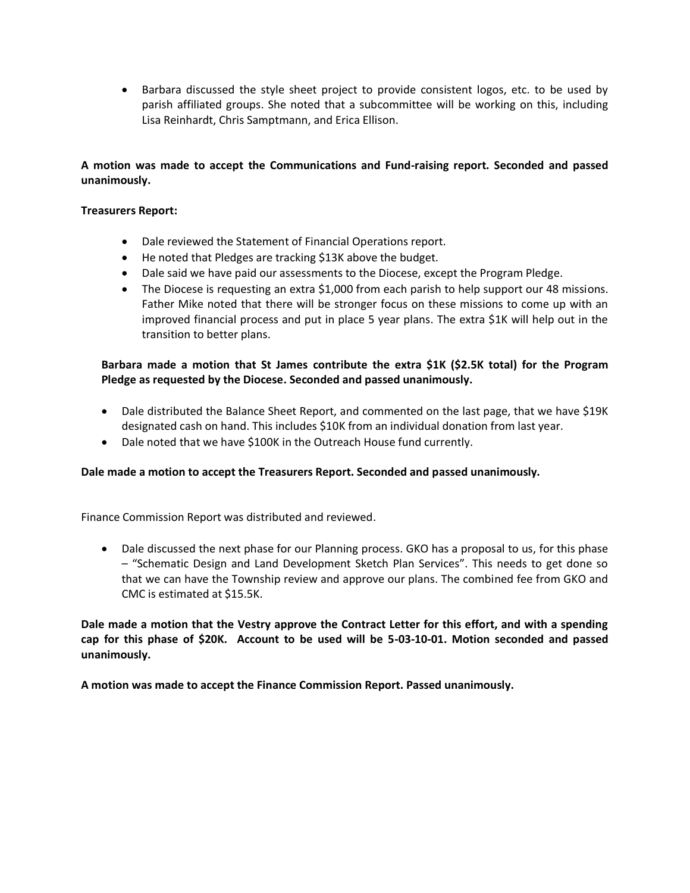- Barbara discussed the style sheet project to provide consistent logos, etc. to be used by parish affiliated groups. She noted that a subcommittee will be working on this, including Lisa Reinhardt, Chris Samptmann, and Erica Ellison.

**A motion was made to accept the Communications and Fund-raising report. Seconded and passed unanimously.**

**Treasurers Report:**

- Dale reviewed the Statement of Financial Operations report.
- He noted that Pledges are tracking $13K above the budget.
- Dale said we have paid our assessments to the Diocese, except the Program Pledge.
- The Diocese is requesting an extra $1,000 from each parish to help support our 48 missions. Father Mike noted that there will be stronger focus on these missions to come up with an improved financial process and put in place 5 year plans. The extra $1K will help out in the transition to better plans.

**Barbara made a motion that St James contribute the extra $1K ($2.5K total) for the Program Pledge as requested by the Diocese. Seconded and passed unanimously.**

- Dale distributed the Balance Sheet Report, and commented on the last page, that we have $19K designated cash on hand. This includes $10K from an individual donation from last year.
- Dale noted that we have $100K in the Outreach House fund currently.

**Dale made a motion to accept the Treasurers Report. Seconded and passed unanimously.**

Finance Commission Report was distributed and reviewed.

- Dale discussed the next phase for our Planning process. GKO has a proposal to us, for this phase – "Schematic Design and Land Development Sketch Plan Services". This needs to get done so that we can have the Township review and approve our plans. The combined fee from GKO and CMC is estimated at $15.5K.

**Dale made a motion that the Vestry approve the Contract Letter for this effort, and with a spending cap for this phase of $20K. Account to be used will be 5-03-10-01. Motion seconded and passed unanimously.**

**A motion was made to accept the Finance Commission Report. Passed unanimously.**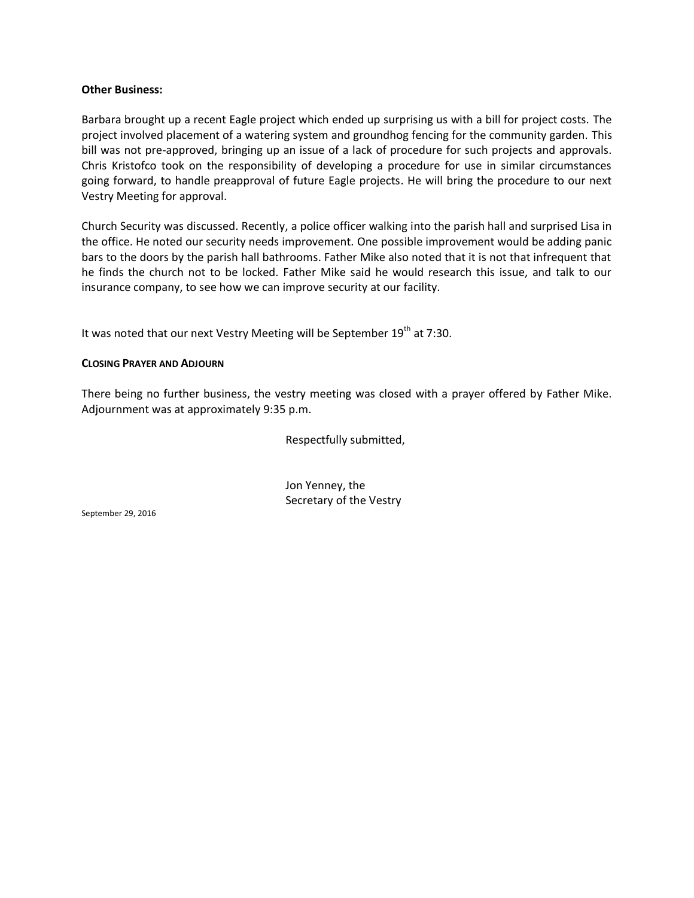**Other Business:**

Barbara brought up a recent Eagle project which ended up surprising us with a bill for project costs. The project involved placement of a watering system and groundhog fencing for the community garden. This bill was not pre-approved, bringing up an issue of a lack of procedure for such projects and approvals. Chris Kristofco took on the responsibility of developing a procedure for use in similar circumstances going forward, to handle preapproval of future Eagle projects. He will bring the procedure to our next Vestry Meeting for approval.

Church Security was discussed. Recently, a police officer walking into the parish hall and surprised Lisa in the office. He noted our security needs improvement. One possible improvement would be adding panic bars to the doors by the parish hall bathrooms. Father Mike also noted that it is not that infrequent that he finds the church not to be locked. Father Mike said he would research this issue, and talk to our insurance company, to see how we can improve security at our facility.

It was noted that our next Vestry Meeting will be September 19th at 7:30.

**CLOSING PRAYER AND ADJOURN**

There being no further business, the vestry meeting was closed with a prayer offered by Father Mike. Adjournment was at approximately 9:35 p.m.

Respectfully submitted,

Jon Yenney, the
Secretary of the Vestry

September 29, 2016